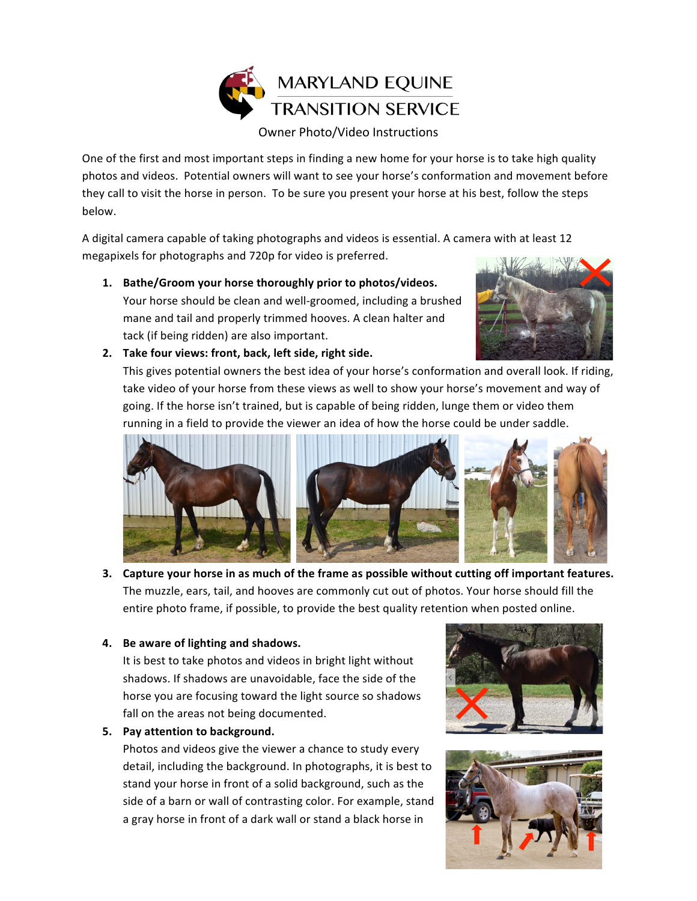# MARYLAND EQUINE TRANSITION SERVICE

Owner Photo/Video Instructions

One of the first and most important steps in finding a new home for your horse is to take high quality photos and videos. Potential owners will want to see your horse's conformation and movement before they call to visit the horse in person. To be sure you present your horse at his best, follow the steps below.

A digital camera capable of taking photographs and videos is essential. A camera with at least 12 megapixels for photographs and 720p for video is preferred.

1. **Bathe/Groom your horse thoroughly prior to photos/videos.**
   Your horse should be clean and well-groomed, including a brushed mane and tail and properly trimmed hooves. A clean halter and tack (if being ridden) are also important.
2. **Take four views: front, back, left side, right side.**
   This gives potential owners the best idea of your horse's conformation and overall look. If riding, take video of your horse from these views as well to show your horse's movement and way of going. If the horse isn't trained, but is capable of being ridden, lunge them or video them running in a field to provide the viewer an idea of how the horse could be under saddle.
3. **Capture your horse in as much of the frame as possible without cutting off important features.**
   The muzzle, ears, tail, and hooves are commonly cut out of photos. Your horse should fill the entire photo frame, if possible, to provide the best quality retention when posted online.
4. **Be aware of lighting and shadows.**
   It is best to take photos and videos in bright light without shadows. If shadows are unavoidable, face the side of the horse you are focusing toward the light source so shadows fall on the areas not being documented.
5. **Pay attention to background.**
   Photos and videos give the viewer a chance to study every detail, including the background. In photographs, it is best to stand your horse in front of a solid background, such as the side of a barn or wall of contrasting color. For example, stand a gray horse in front of a dark wall or stand a black horse in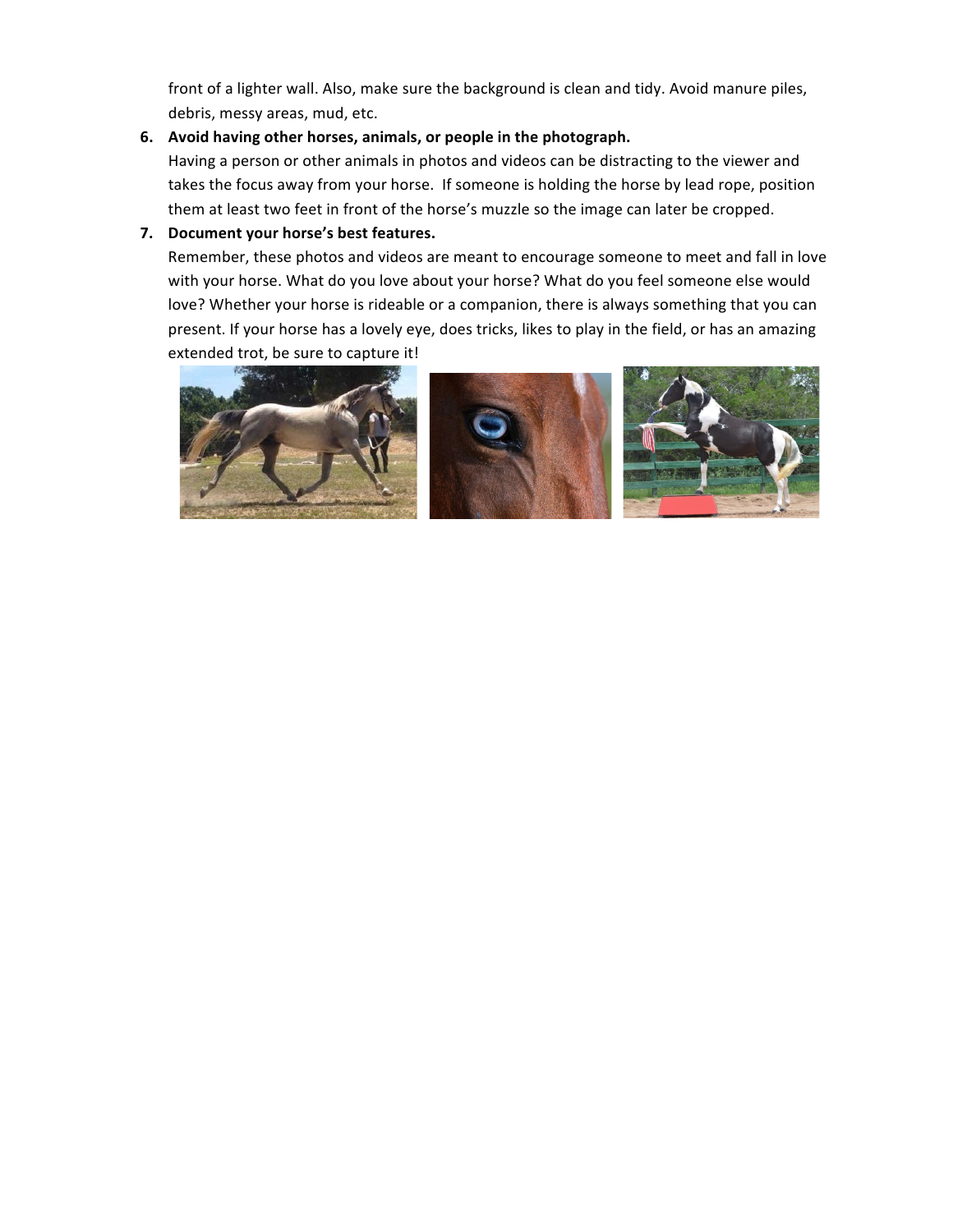front of a lighter wall. Also, make sure the background is clean and tidy. Avoid manure piles, debris, messy areas, mud, etc.

6. **Avoid having other horses, animals, or people in the photograph.**
   Having a person or other animals in photos and videos can be distracting to the viewer and takes the focus away from your horse. If someone is holding the horse by lead rope, position them at least two feet in front of the horse's muzzle so the image can later be cropped.
7. **Document your horse's best features.**
   Remember, these photos and videos are meant to encourage someone to meet and fall in love with your horse. What do you love about your horse? What do you feel someone else would love? Whether your horse is rideable or a companion, there is always something that you can present. If your horse has a lovely eye, does tricks, likes to play in the field, or has an amazing extended trot, be sure to capture it!